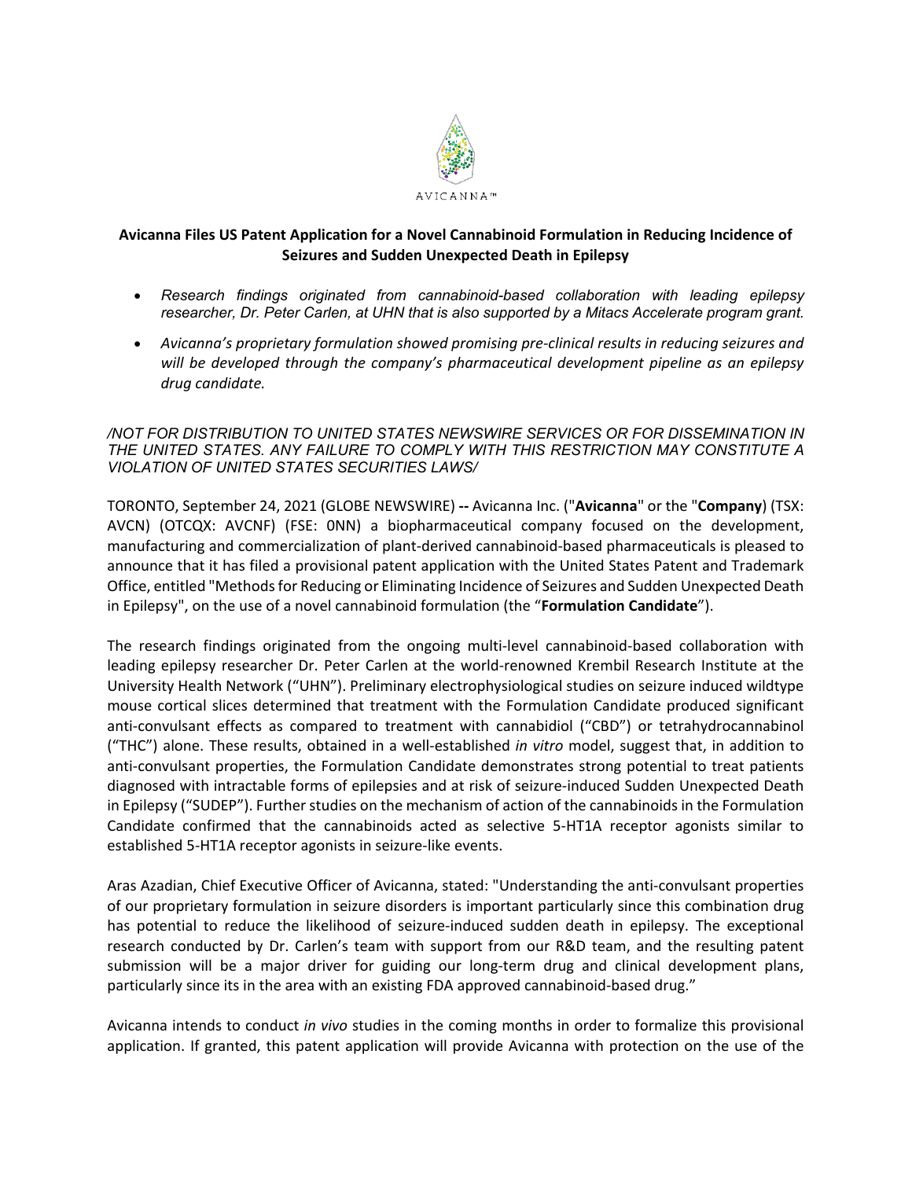AVICANNA™

# Avicanna Files US Patent Application for a Novel Cannabinoid Formulation in Reducing Incidence of Seizures and Sudden Unexpected Death in Epilepsy

- *Research findings originated from cannabinoid-based collaboration with leading epilepsy researcher, Dr. Peter Carlen, at UHN that is also supported by a Mitacs Accelerate program grant.*
- *Avicanna's proprietary formulation showed promising pre-clinical results in reducing seizures and will be developed through the company's pharmaceutical development pipeline as an epilepsy drug candidate.*

*/NOT FOR DISTRIBUTION TO UNITED STATES NEWSWIRE SERVICES OR FOR DISSEMINATION IN THE UNITED STATES. ANY FAILURE TO COMPLY WITH THIS RESTRICTION MAY CONSTITUTE A VIOLATION OF UNITED STATES SECURITIES LAWS/*

TORONTO, September 24, 2021 (GLOBE NEWSWIRE) **--** Avicanna Inc. ("**Avicanna**" or the "**Company**) (TSX: AVCN) (OTCQX: AVCNF) (FSE: 0NN) a biopharmaceutical company focused on the development, manufacturing and commercialization of plant-derived cannabinoid-based pharmaceuticals is pleased to announce that it has filed a provisional patent application with the United States Patent and Trademark Office, entitled "Methods for Reducing or Eliminating Incidence of Seizures and Sudden Unexpected Death in Epilepsy", on the use of a novel cannabinoid formulation (the "**Formulation Candidate**").

The research findings originated from the ongoing multi-level cannabinoid-based collaboration with leading epilepsy researcher Dr. Peter Carlen at the world-renowned Krembil Research Institute at the University Health Network ("UHN"). Preliminary electrophysiological studies on seizure induced wildtype mouse cortical slices determined that treatment with the Formulation Candidate produced significant anti-convulsant effects as compared to treatment with cannabidiol ("CBD") or tetrahydrocannabinol ("THC") alone. These results, obtained in a well-established *in vitro* model, suggest that, in addition to anti-convulsant properties, the Formulation Candidate demonstrates strong potential to treat patients diagnosed with intractable forms of epilepsies and at risk of seizure-induced Sudden Unexpected Death in Epilepsy ("SUDEP"). Further studies on the mechanism of action of the cannabinoids in the Formulation Candidate confirmed that the cannabinoids acted as selective 5-HT1A receptor agonists similar to established 5-HT1A receptor agonists in seizure-like events.

Aras Azadian, Chief Executive Officer of Avicanna, stated: "Understanding the anti-convulsant properties of our proprietary formulation in seizure disorders is important particularly since this combination drug has potential to reduce the likelihood of seizure-induced sudden death in epilepsy. The exceptional research conducted by Dr. Carlen's team with support from our R&D team, and the resulting patent submission will be a major driver for guiding our long-term drug and clinical development plans, particularly since its in the area with an existing FDA approved cannabinoid-based drug."

Avicanna intends to conduct *in vivo* studies in the coming months in order to formalize this provisional application. If granted, this patent application will provide Avicanna with protection on the use of the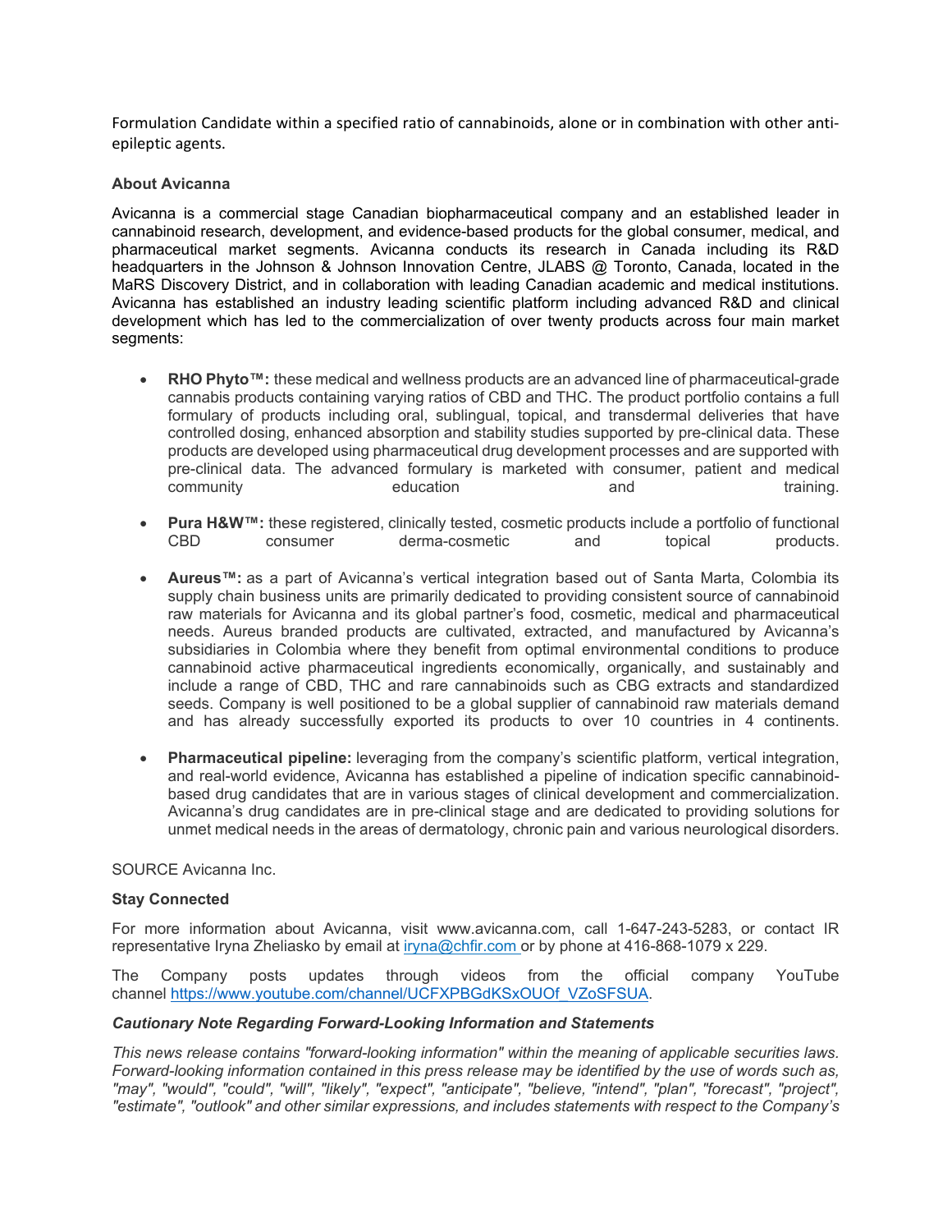Formulation Candidate within a specified ratio of cannabinoids, alone or in combination with other anti-epileptic agents.

**About Avicanna**

Avicanna is a commercial stage Canadian biopharmaceutical company and an established leader in cannabinoid research, development, and evidence-based products for the global consumer, medical, and pharmaceutical market segments. Avicanna conducts its research in Canada including its R&D headquarters in the Johnson & Johnson Innovation Centre, JLABS @ Toronto, Canada, located in the MaRS Discovery District, and in collaboration with leading Canadian academic and medical institutions. Avicanna has established an industry leading scientific platform including advanced R&D and clinical development which has led to the commercialization of over twenty products across four main market segments:

- **RHO Phyto™:** these medical and wellness products are an advanced line of pharmaceutical-grade cannabis products containing varying ratios of CBD and THC. The product portfolio contains a full formulary of products including oral, sublingual, topical, and transdermal deliveries that have controlled dosing, enhanced absorption and stability studies supported by pre-clinical data. These products are developed using pharmaceutical drug development processes and are supported with pre-clinical data. The advanced formulary is marketed with consumer, patient and medical community education and training.

- **Pura H&W™:** these registered, clinically tested, cosmetic products include a portfolio of functional CBD consumer derma-cosmetic and topical products.

- **Aureus™:** as a part of Avicanna's vertical integration based out of Santa Marta, Colombia its supply chain business units are primarily dedicated to providing consistent source of cannabinoid raw materials for Avicanna and its global partner's food, cosmetic, medical and pharmaceutical needs. Aureus branded products are cultivated, extracted, and manufactured by Avicanna's subsidiaries in Colombia where they benefit from optimal environmental conditions to produce cannabinoid active pharmaceutical ingredients economically, organically, and sustainably and include a range of CBD, THC and rare cannabinoids such as CBG extracts and standardized seeds. Company is well positioned to be a global supplier of cannabinoid raw materials demand and has already successfully exported its products to over 10 countries in 4 continents.

- **Pharmaceutical pipeline:** leveraging from the company's scientific platform, vertical integration, and real-world evidence, Avicanna has established a pipeline of indication specific cannabinoid-based drug candidates that are in various stages of clinical development and commercialization. Avicanna's drug candidates are in pre-clinical stage and are dedicated to providing solutions for unmet medical needs in the areas of dermatology, chronic pain and various neurological disorders.

SOURCE Avicanna Inc.

**Stay Connected**

For more information about Avicanna, visit www.avicanna.com, call 1-647-243-5283, or contact IR representative Iryna Zheliasko by email at iryna@chfir.com or by phone at 416-868-1079 x 229.

The Company posts updates through videos from the official company YouTube channel https://www.youtube.com/channel/UCFXPBGdKSxOUOf_VZoSFSUA.

***Cautionary Note Regarding Forward-Looking Information and Statements***

*This news release contains "forward-looking information" within the meaning of applicable securities laws. Forward-looking information contained in this press release may be identified by the use of words such as, "may", "would", "could", "will", "likely", "expect", "anticipate", "believe, "intend", "plan", "forecast", "project", "estimate", "outlook" and other similar expressions, and includes statements with respect to the Company's*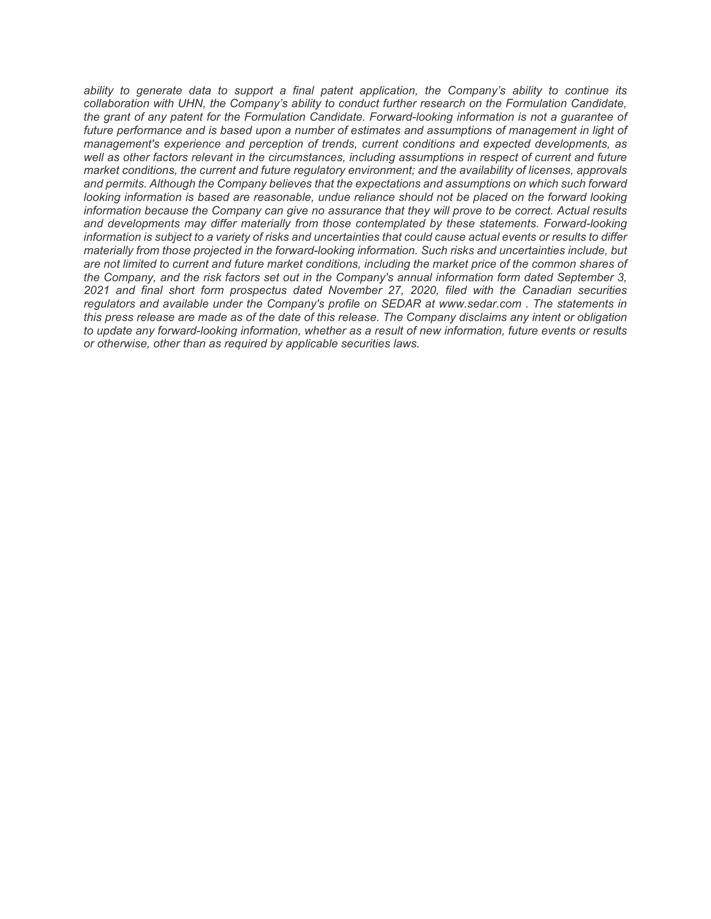*ability to generate data to support a final patent application, the Company's ability to continue its collaboration with UHN, the Company's ability to conduct further research on the Formulation Candidate, the grant of any patent for the Formulation Candidate. Forward-looking information is not a guarantee of future performance and is based upon a number of estimates and assumptions of management in light of management's experience and perception of trends, current conditions and expected developments, as well as other factors relevant in the circumstances, including assumptions in respect of current and future market conditions, the current and future regulatory environment; and the availability of licenses, approvals and permits. Although the Company believes that the expectations and assumptions on which such forward looking information is based are reasonable, undue reliance should not be placed on the forward looking information because the Company can give no assurance that they will prove to be correct. Actual results and developments may differ materially from those contemplated by these statements. Forward-looking information is subject to a variety of risks and uncertainties that could cause actual events or results to differ materially from those projected in the forward-looking information. Such risks and uncertainties include, but are not limited to current and future market conditions, including the market price of the common shares of the Company, and the risk factors set out in the Company's annual information form dated September 3, 2021 and final short form prospectus dated November 27, 2020, filed with the Canadian securities regulators and available under the Company's profile on SEDAR at www.sedar.com . The statements in this press release are made as of the date of this release. The Company disclaims any intent or obligation to update any forward-looking information, whether as a result of new information, future events or results or otherwise, other than as required by applicable securities laws.*